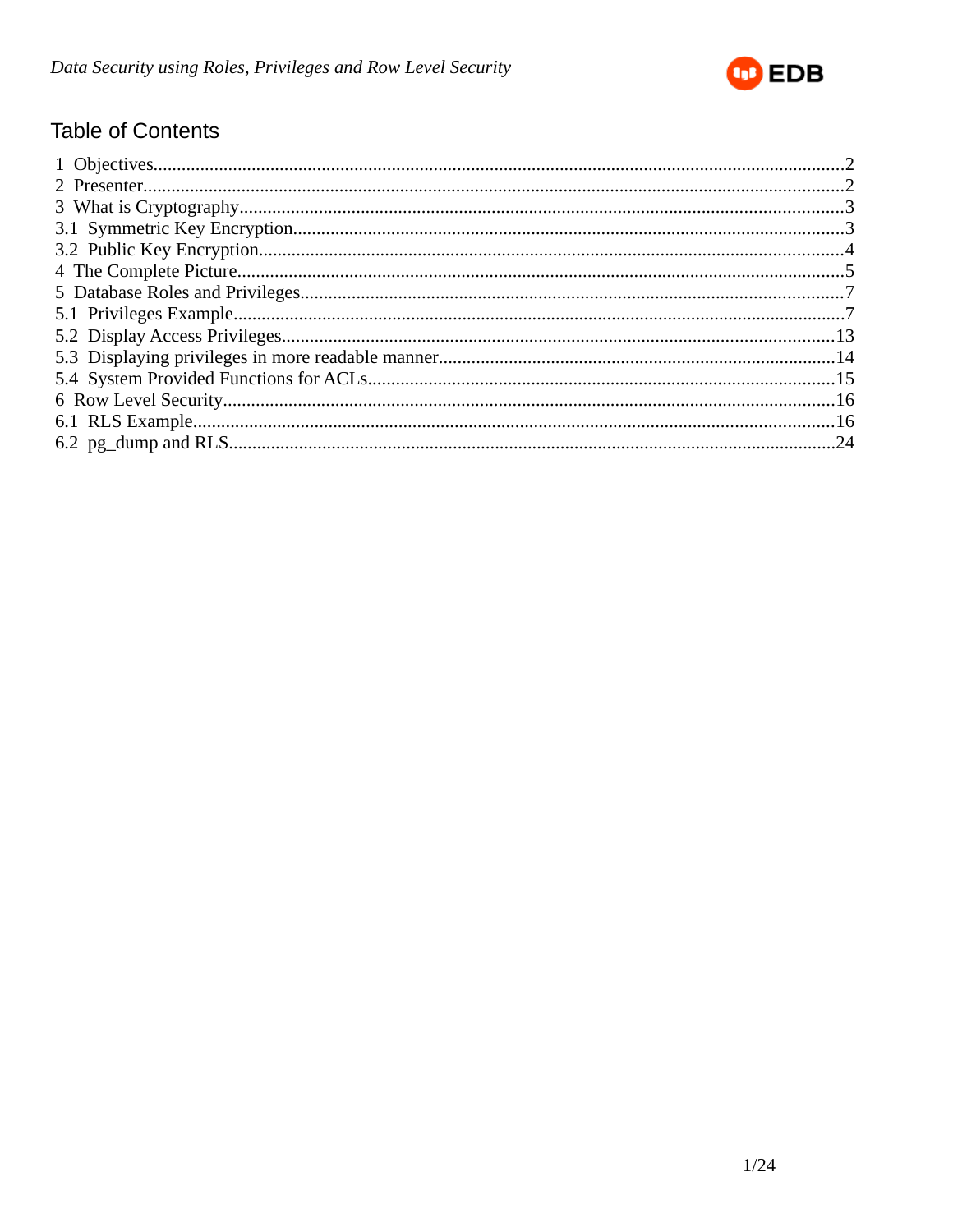# Table of Contents

1 Objectives..........2
2 Presenter..........2
3 What is Cryptography..........3
3.1 Symmetric Key Encryption..........3
3.2 Public Key Encryption..........4
4 The Complete Picture..........5
5 Database Roles and Privileges..........7
5.1 Privileges Example..........7
5.2 Display Access Privileges..........13
5.3 Displaying privileges in more readable manner..........14
5.4 System Provided Functions for ACLs..........15
6 Row Level Security..........16
6.1 RLS Example..........16
6.2 pg_dump and RLS..........24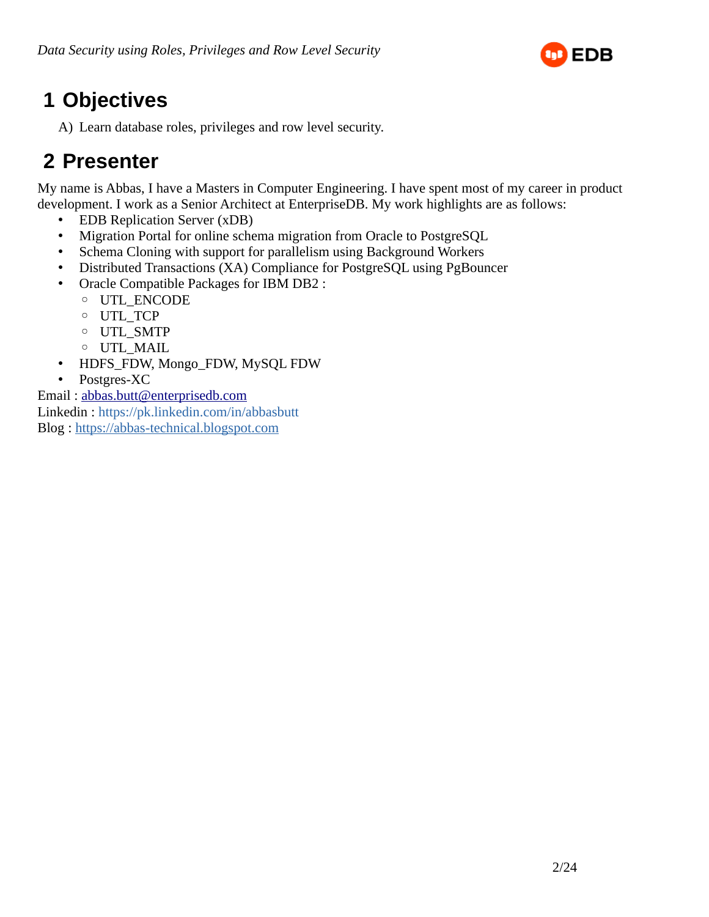# 1 Objectives

A) Learn database roles, privileges and row level security.

# 2 Presenter

My name is Abbas, I have a Masters in Computer Engineering. I have spent most of my career in product development. I work as a Senior Architect at EnterpriseDB. My work highlights are as follows:

- EDB Replication Server (xDB)
- Migration Portal for online schema migration from Oracle to PostgreSQL
- Schema Cloning with support for parallelism using Background Workers
- Distributed Transactions (XA) Compliance for PostgreSQL using PgBouncer
- Oracle Compatible Packages for IBM DB2 :
  - UTL_ENCODE
  - UTL_TCP
  - UTL_SMTP
  - UTL_MAIL
- HDFS_FDW, Mongo_FDW, MySQL FDW
- Postgres-XC

Email : abbas.butt@enterprisedb.com
Linkedin : https://pk.linkedin.com/in/abbasbutt
Blog : https://abbas-technical.blogspot.com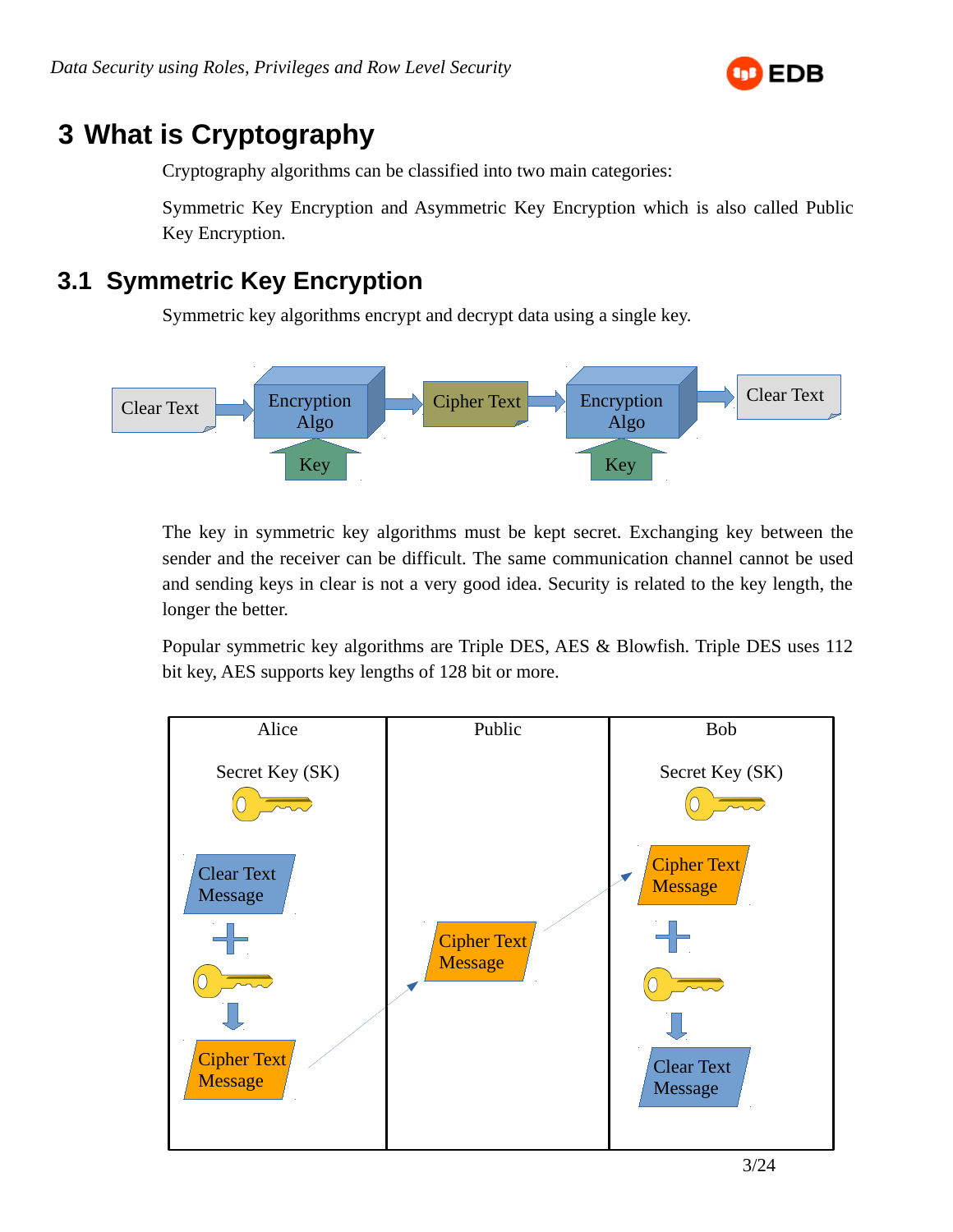# 3 What is Cryptography

Cryptography algorithms can be classified into two main categories:

Symmetric Key Encryption and Asymmetric Key Encryption which is also called Public Key Encryption.

## 3.1 Symmetric Key Encryption

Symmetric key algorithms encrypt and decrypt data using a single key.

The key in symmetric key algorithms must be kept secret. Exchanging key between the sender and the receiver can be difficult. The same communication channel cannot be used and sending keys in clear is not a very good idea. Security is related to the key length, the longer the better.

Popular symmetric key algorithms are Triple DES, AES & Blowfish. Triple DES uses 112 bit key, AES supports key lengths of 128 bit or more.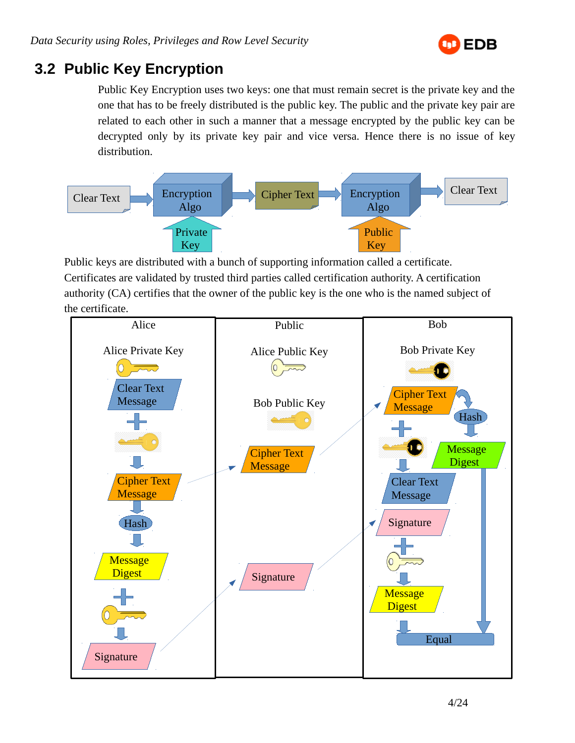## 3.2 Public Key Encryption

Public Key Encryption uses two keys: one that must remain secret is the private key and the one that has to be freely distributed is the public key. The public and the private key pair are related to each other in such a manner that a message encrypted by the public key can be decrypted only by its private key pair and vice versa. Hence there is no issue of key distribution.

Clear Text → Encryption Algo (Private Key) → Cipher Text → Encryption Algo (Public Key) → Clear Text

Public keys are distributed with a bunch of supporting information called a certificate. Certificates are validated by trusted third parties called certification authority. A certification authority (CA) certifies that the owner of the public key is the one who is the named subject of the certificate.

| Alice | Public | Bob |
|---|---|---|
| Alice Private Key | Alice Public Key | Bob Private Key |
| Clear Text Message + Bob Public Key → Cipher Text Message | Bob Public Key | Cipher Text Message + Bob Private Key → Clear Text Message |
| Cipher Text Message → Hash → Message Digest | Cipher Text Message | Cipher Text Message → Hash → Message Digest |
| Message Digest + Alice Private Key → Signature | Signature | Signature + Alice Public Key → Message Digest |
| | | Equal |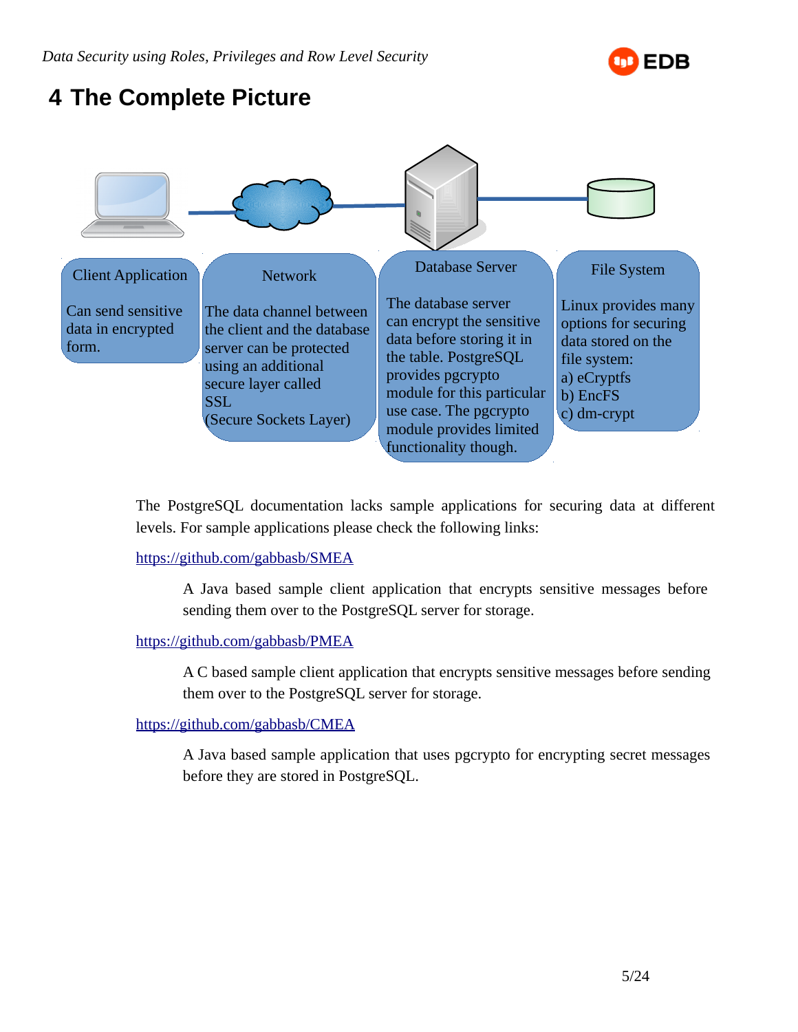# 4 The Complete Picture

Client Application

Can send sensitive data in encrypted form.

Network

The data channel between the client and the database server can be protected using an additional secure layer called SSL (Secure Sockets Layer)

Database Server

The database server can encrypt the sensitive data before storing it in the table. PostgreSQL provides pgcrypto module for this particular use case. The pgcrypto module provides limited functionality though.

File System

Linux provides many options for securing data stored on the file system:
a) eCryptfs
b) EncFS
c) dm-crypt

The PostgreSQL documentation lacks sample applications for securing data at different levels. For sample applications please check the following links:

https://github.com/gabbasb/SMEA

> A Java based sample client application that encrypts sensitive messages before sending them over to the PostgreSQL server for storage.

https://github.com/gabbasb/PMEA

> A C based sample client application that encrypts sensitive messages before sending them over to the PostgreSQL server for storage.

https://github.com/gabbasb/CMEA

> A Java based sample application that uses pgcrypto for encrypting secret messages before they are stored in PostgreSQL.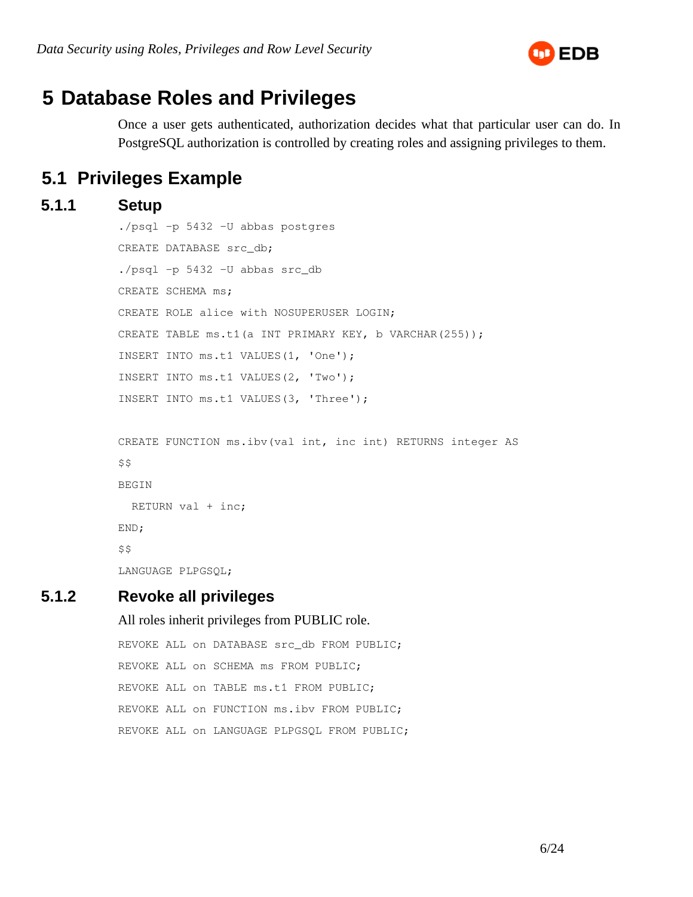# 5 Database Roles and Privileges

Once a user gets authenticated, authorization decides what that particular user can do. In PostgreSQL authorization is controlled by creating roles and assigning privileges to them.

## 5.1 Privileges Example

### 5.1.1 Setup

```
./psql -p 5432 -U abbas postgres
CREATE DATABASE src_db;
./psql -p 5432 -U abbas src_db
CREATE SCHEMA ms;
CREATE ROLE alice with NOSUPERUSER LOGIN;
CREATE TABLE ms.t1(a INT PRIMARY KEY, b VARCHAR(255));
INSERT INTO ms.t1 VALUES(1, 'One');
INSERT INTO ms.t1 VALUES(2, 'Two');
INSERT INTO ms.t1 VALUES(3, 'Three');

CREATE FUNCTION ms.ibv(val int, inc int) RETURNS integer AS
$$
BEGIN
  RETURN val + inc;
END;
$$
LANGUAGE PLPGSQL;
```

### 5.1.2 Revoke all privileges

All roles inherit privileges from PUBLIC role.

```
REVOKE ALL on DATABASE src_db FROM PUBLIC;
REVOKE ALL on SCHEMA ms FROM PUBLIC;
REVOKE ALL on TABLE ms.t1 FROM PUBLIC;
REVOKE ALL on FUNCTION ms.ibv FROM PUBLIC;
REVOKE ALL on LANGUAGE PLPGSQL FROM PUBLIC;
```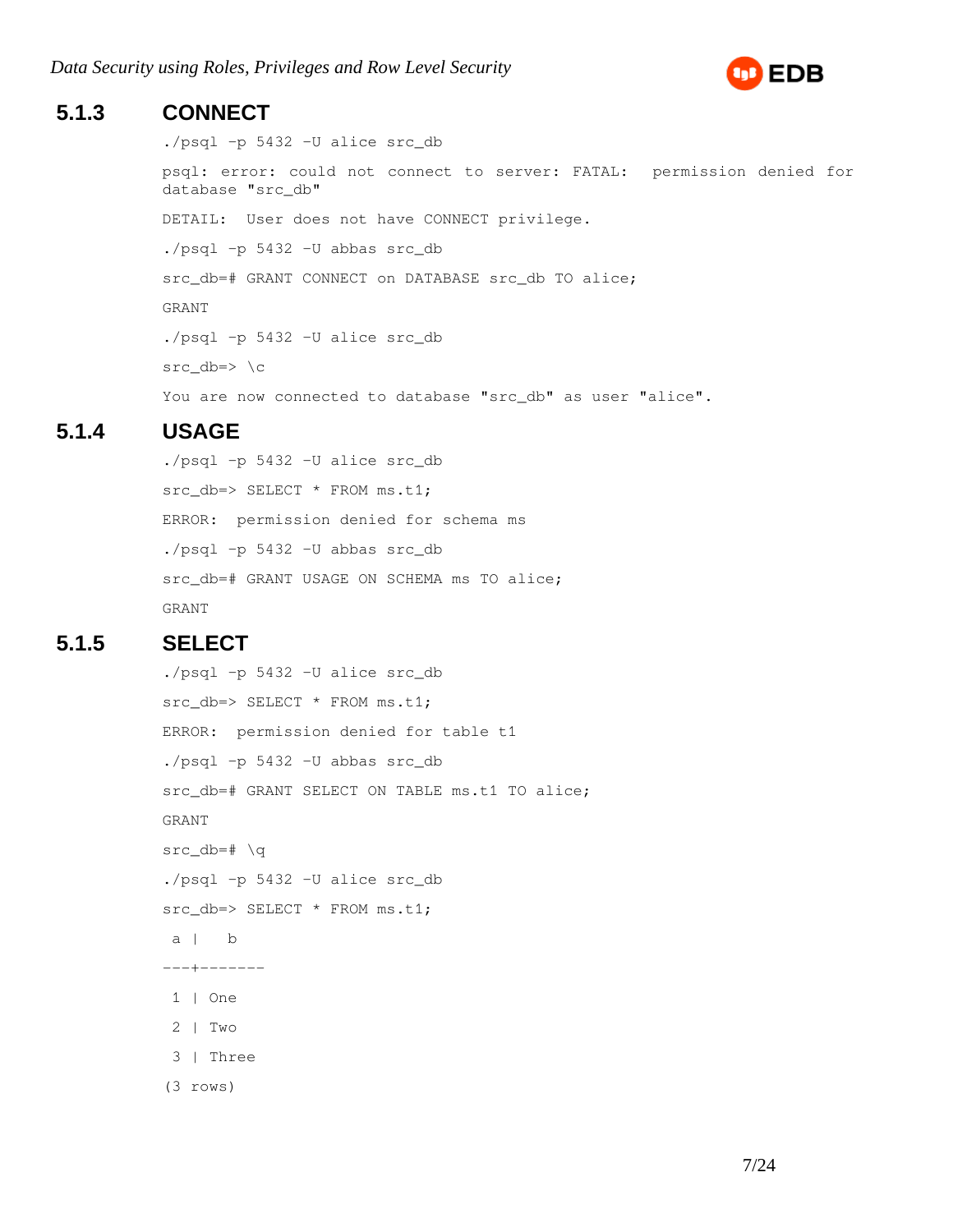### 5.1.3 CONNECT

```
./psql -p 5432 -U alice src_db

psql: error: could not connect to server: FATAL:  permission denied for database "src_db"

DETAIL:  User does not have CONNECT privilege.

./psql -p 5432 -U abbas src_db

src_db=# GRANT CONNECT on DATABASE src_db TO alice;

GRANT

./psql -p 5432 -U alice src_db

src_db=> \c

You are now connected to database "src_db" as user "alice".
```

### 5.1.4 USAGE

```
./psql -p 5432 -U alice src_db

src_db=> SELECT * FROM ms.t1;

ERROR:  permission denied for schema ms

./psql -p 5432 -U abbas src_db

src_db=# GRANT USAGE ON SCHEMA ms TO alice;

GRANT
```

### 5.1.5 SELECT

```
./psql -p 5432 -U alice src_db

src_db=> SELECT * FROM ms.t1;

ERROR:  permission denied for table t1

./psql -p 5432 -U abbas src_db

src_db=# GRANT SELECT ON TABLE ms.t1 TO alice;

GRANT

src_db=# \q

./psql -p 5432 -U alice src_db

src_db=> SELECT * FROM ms.t1;

 a |   b
---+-------
 1 | One
 2 | Two
 3 | Three
(3 rows)
```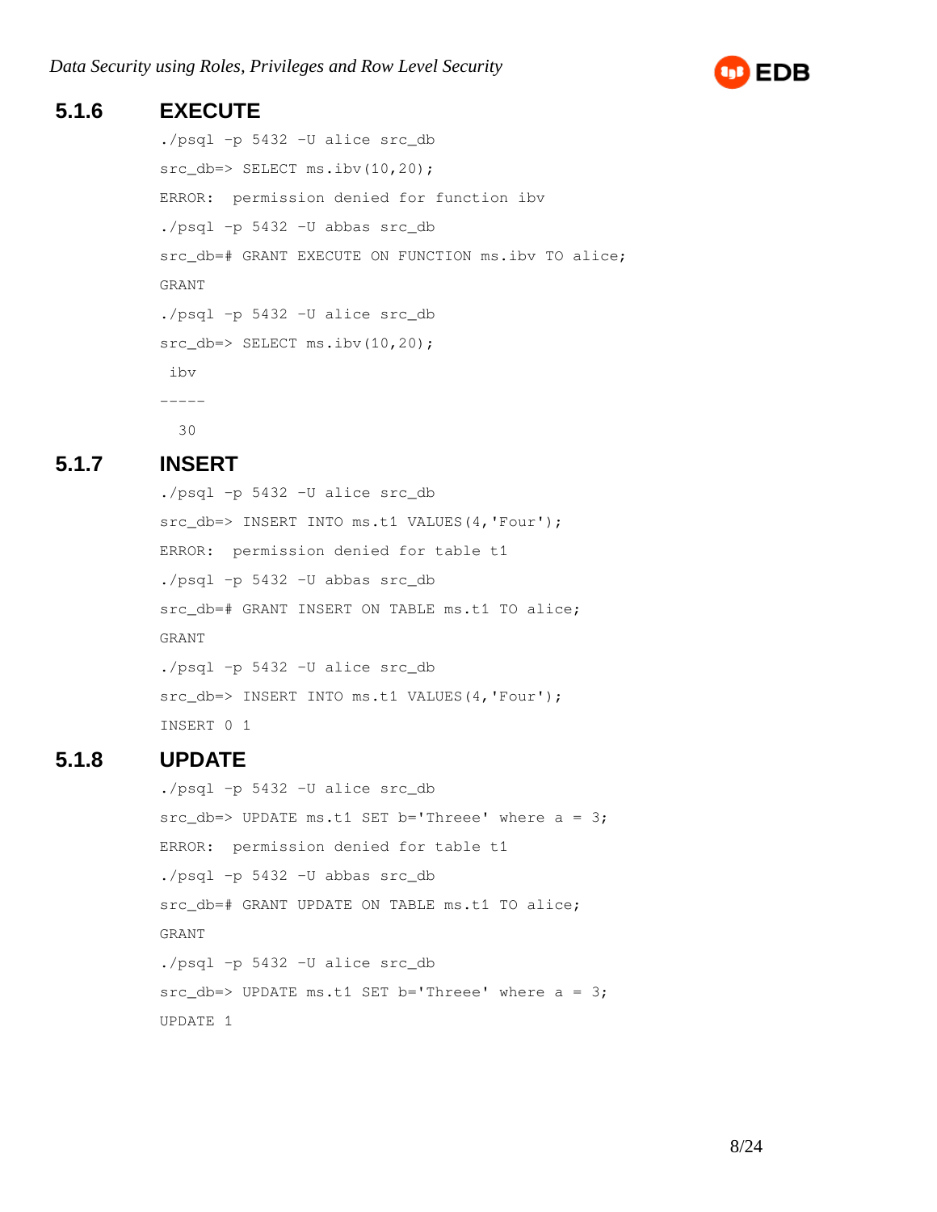### 5.1.6 EXECUTE

```
./psql -p 5432 -U alice src_db
src_db=> SELECT ms.ibv(10,20);
ERROR:  permission denied for function ibv
./psql -p 5432 -U abbas src_db
src_db=# GRANT EXECUTE ON FUNCTION ms.ibv TO alice;
GRANT
./psql -p 5432 -U alice src_db
src_db=> SELECT ms.ibv(10,20);
 ibv
-----
  30
```

### 5.1.7 INSERT

```
./psql -p 5432 -U alice src_db
src_db=> INSERT INTO ms.t1 VALUES(4,'Four');
ERROR:  permission denied for table t1
./psql -p 5432 -U abbas src_db
src_db=# GRANT INSERT ON TABLE ms.t1 TO alice;
GRANT
./psql -p 5432 -U alice src_db
src_db=> INSERT INTO ms.t1 VALUES(4,'Four');
INSERT 0 1
```

### 5.1.8 UPDATE

```
./psql -p 5432 -U alice src_db
src_db=> UPDATE ms.t1 SET b='Threee' where a = 3;
ERROR:  permission denied for table t1
./psql -p 5432 -U abbas src_db
src_db=# GRANT UPDATE ON TABLE ms.t1 TO alice;
GRANT
./psql -p 5432 -U alice src_db
src_db=> UPDATE ms.t1 SET b='Threee' where a = 3;
UPDATE 1
```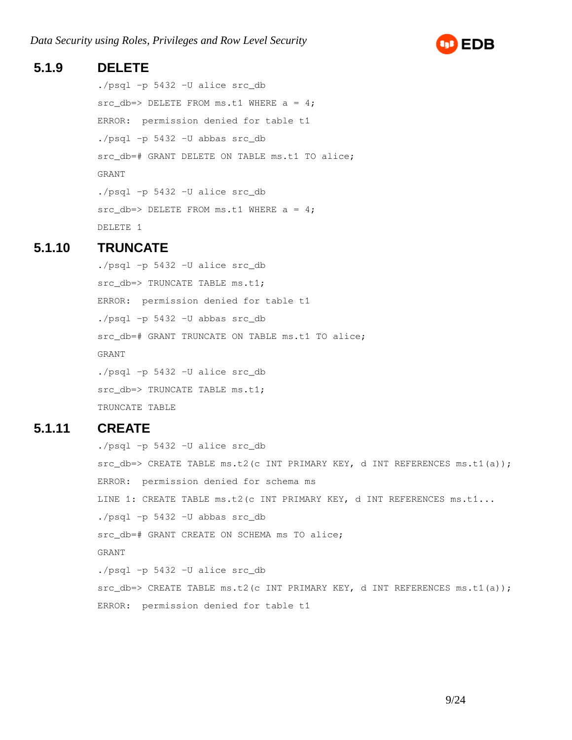### 5.1.9 DELETE

```
./psql -p 5432 –U alice src_db
src_db=> DELETE FROM ms.t1 WHERE a = 4;
ERROR:  permission denied for table t1
./psql -p 5432 –U abbas src_db
src_db=# GRANT DELETE ON TABLE ms.t1 TO alice;
GRANT
./psql -p 5432 –U alice src_db
src_db=> DELETE FROM ms.t1 WHERE a = 4;
DELETE 1
```

### 5.1.10 TRUNCATE

```
./psql -p 5432 –U alice src_db
src_db=> TRUNCATE TABLE ms.t1;
ERROR:  permission denied for table t1
./psql -p 5432 –U abbas src_db
src_db=# GRANT TRUNCATE ON TABLE ms.t1 TO alice;
GRANT
./psql -p 5432 –U alice src_db
src_db=> TRUNCATE TABLE ms.t1;
TRUNCATE TABLE
```

### 5.1.11 CREATE

```
./psql -p 5432 –U alice src_db
src_db=> CREATE TABLE ms.t2(c INT PRIMARY KEY, d INT REFERENCES ms.t1(a));
ERROR:  permission denied for schema ms
LINE 1: CREATE TABLE ms.t2(c INT PRIMARY KEY, d INT REFERENCES ms.t1...
./psql -p 5432 –U abbas src_db
src_db=# GRANT CREATE ON SCHEMA ms TO alice;
GRANT
./psql -p 5432 –U alice src_db
src_db=> CREATE TABLE ms.t2(c INT PRIMARY KEY, d INT REFERENCES ms.t1(a));
ERROR:  permission denied for table t1
```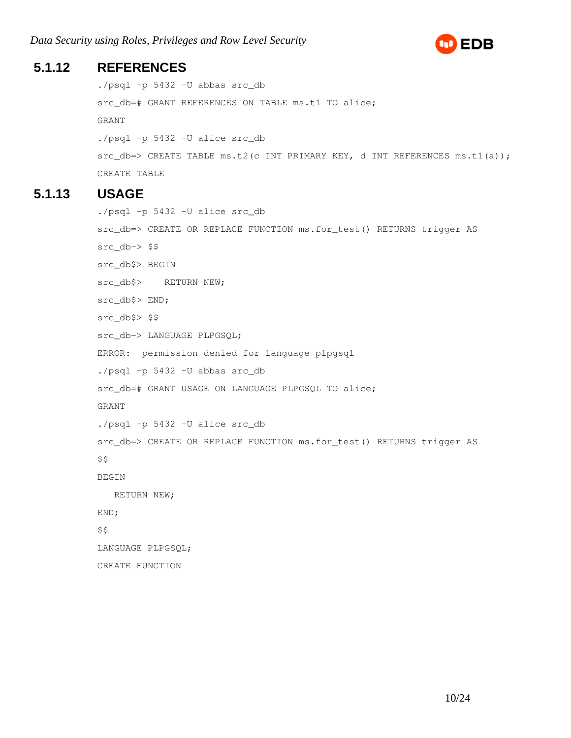### 5.1.12 REFERENCES

```
./psql -p 5432 -U abbas src_db
src_db=# GRANT REFERENCES ON TABLE ms.t1 TO alice;
GRANT
./psql -p 5432 -U alice src_db
src_db=> CREATE TABLE ms.t2(c INT PRIMARY KEY, d INT REFERENCES ms.t1(a));
CREATE TABLE
```

### 5.1.13 USAGE

```
./psql -p 5432 -U alice src_db
src_db=> CREATE OR REPLACE FUNCTION ms.for_test() RETURNS trigger AS
src_db-> $$
src_db$> BEGIN
src_db$>    RETURN NEW;
src_db$> END;
src_db$> $$
src_db-> LANGUAGE PLPGSQL;
ERROR:  permission denied for language plpgsql
./psql -p 5432 -U abbas src_db
src_db=# GRANT USAGE ON LANGUAGE PLPGSQL TO alice;
GRANT
./psql -p 5432 -U alice src_db
src_db=> CREATE OR REPLACE FUNCTION ms.for_test() RETURNS trigger AS
$$
BEGIN
   RETURN NEW;
END;
$$
LANGUAGE PLPGSQL;
CREATE FUNCTION
```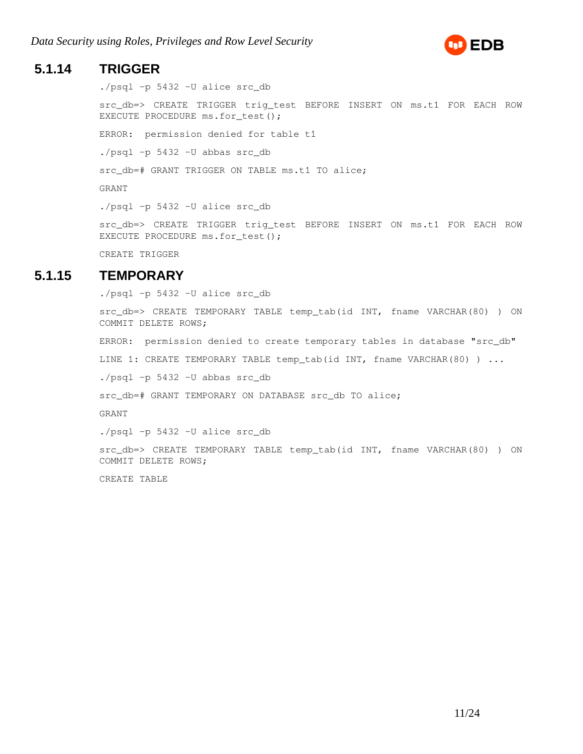### 5.1.14 TRIGGER

```
./psql -p 5432 -U alice src_db

src_db=> CREATE TRIGGER trig_test BEFORE INSERT ON ms.t1 FOR EACH ROW
EXECUTE PROCEDURE ms.for_test();

ERROR:  permission denied for table t1

./psql -p 5432 -U abbas src_db

src_db=# GRANT TRIGGER ON TABLE ms.t1 TO alice;

GRANT

./psql -p 5432 -U alice src_db

src_db=> CREATE TRIGGER trig_test BEFORE INSERT ON ms.t1 FOR EACH ROW
EXECUTE PROCEDURE ms.for_test();

CREATE TRIGGER
```

### 5.1.15 TEMPORARY

```
./psql -p 5432 -U alice src_db

src_db=> CREATE TEMPORARY TABLE temp_tab(id INT, fname VARCHAR(80) ) ON
COMMIT DELETE ROWS;

ERROR:  permission denied to create temporary tables in database "src_db"

LINE 1: CREATE TEMPORARY TABLE temp_tab(id INT, fname VARCHAR(80) ) ...

./psql -p 5432 -U abbas src_db

src_db=# GRANT TEMPORARY ON DATABASE src_db TO alice;

GRANT

./psql -p 5432 -U alice src_db

src_db=> CREATE TEMPORARY TABLE temp_tab(id INT, fname VARCHAR(80) ) ON
COMMIT DELETE ROWS;

CREATE TABLE
```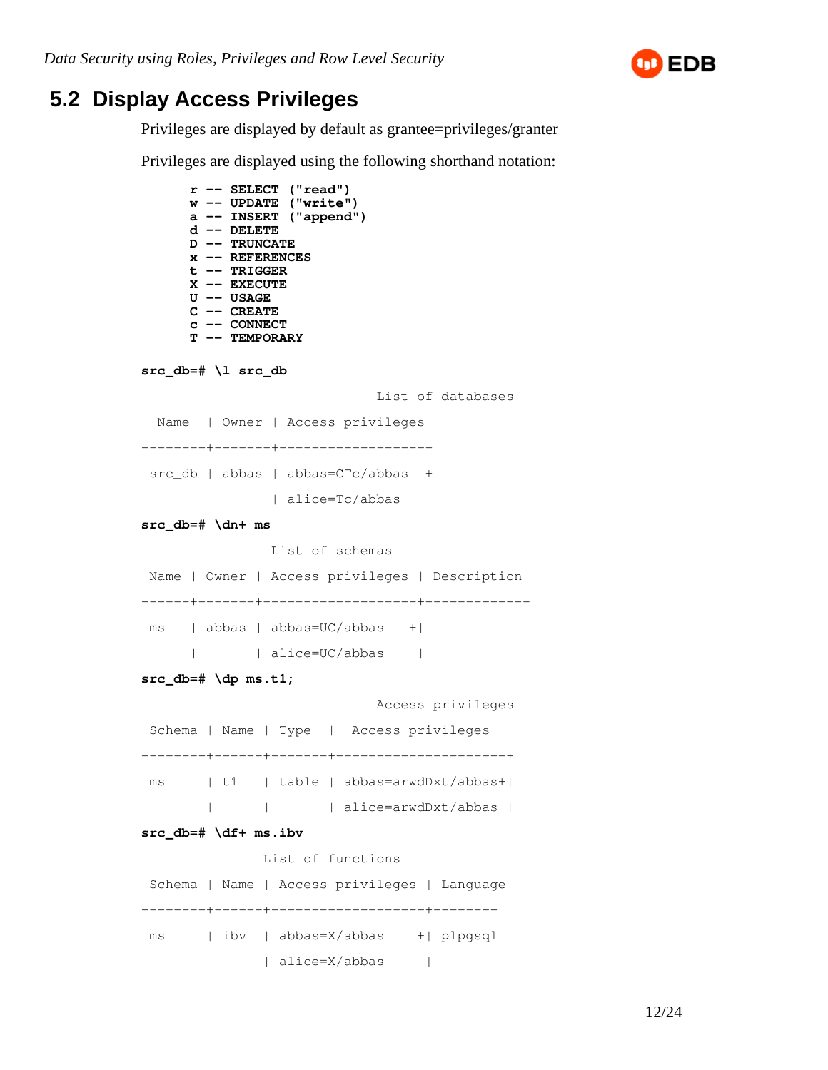## 5.2 Display Access Privileges

Privileges are displayed by default as grantee=privileges/granter

Privileges are displayed using the following shorthand notation:

```
r -- SELECT ("read")
w -- UPDATE ("write")
a -- INSERT ("append")
d -- DELETE
D -- TRUNCATE
x -- REFERENCES
t -- TRIGGER
X -- EXECUTE
U -- USAGE
C -- CREATE
c -- CONNECT
T -- TEMPORARY
```

```
src_db=# \l src_db
                              List of databases
  Name   | Owner | Access privileges
--------+-------+-------------------
 src_db | abbas | abbas=CTc/abbas  +
                 | alice=Tc/abbas
src_db=# \dn+ ms
                List of schemas
 Name | Owner | Access privileges | Description
------+-------+-------------------+-------------
 ms   | abbas | abbas=UC/abbas   +|
      |       | alice=UC/abbas    |
src_db=# \dp ms.t1;
                              Access privileges
 Schema | Name | Type  |  Access privileges
--------+------+-------+---------------------+
 ms     | t1   | table | abbas=arwdDxt/abbas+|
        |      |       | alice=arwdDxt/abbas |
src_db=# \df+ ms.ibv
               List of functions
 Schema | Name | Access privileges | Language
--------+------+-------------------+--------
 ms     | ibv  | abbas=X/abbas    +| plpgsql
               | alice=X/abbas     |
```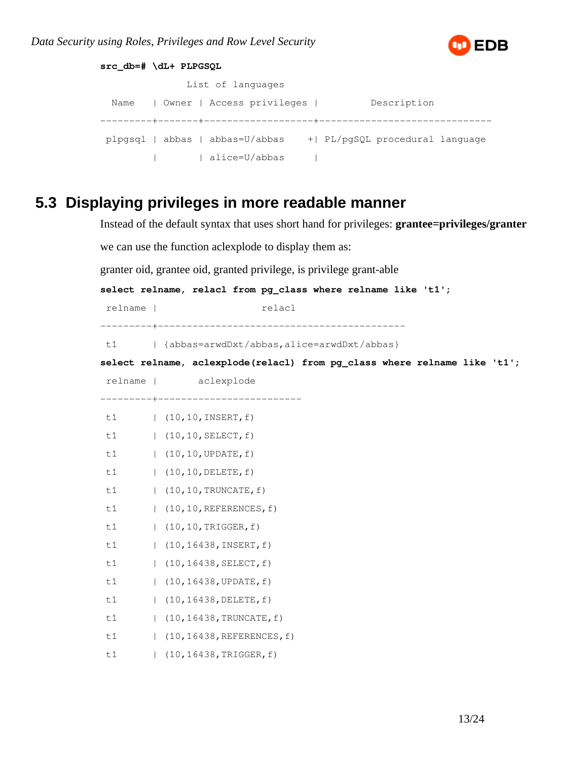```
src_db=# \dL+ PLPGSQL
                List of languages
  Name    | Owner | Access privileges |          Description
---------+-------+-------------------+------------------------------
 plpgsql | abbas | abbas=U/abbas    +| PL/pgSQL procedural language
         |       | alice=U/abbas     |
```

## 5.3 Displaying privileges in more readable manner

Instead of the default syntax that uses short hand for privileges: **grantee=privileges/granter**

we can use the function aclexplode to display them as:

granter oid, grantee oid, granted privilege, is privilege grant-able

```
select relname, relacl from pg_class where relname like 't1';
 relname |                   relacl
---------+-------------------------------------------
 t1      | {abbas=arwdDxt/abbas,alice=arwdDxt/abbas}
select relname, aclexplode(relacl) from pg_class where relname like 't1';
 relname |       aclexplode
---------+------------------------
 t1      | (10,10,INSERT,f)
 t1      | (10,10,SELECT,f)
 t1      | (10,10,UPDATE,f)
 t1      | (10,10,DELETE,f)
 t1      | (10,10,TRUNCATE,f)
 t1      | (10,10,REFERENCES,f)
 t1      | (10,10,TRIGGER,f)
 t1      | (10,16438,INSERT,f)
 t1      | (10,16438,SELECT,f)
 t1      | (10,16438,UPDATE,f)
 t1      | (10,16438,DELETE,f)
 t1      | (10,16438,TRUNCATE,f)
 t1      | (10,16438,REFERENCES,f)
 t1      | (10,16438,TRIGGER,f)
```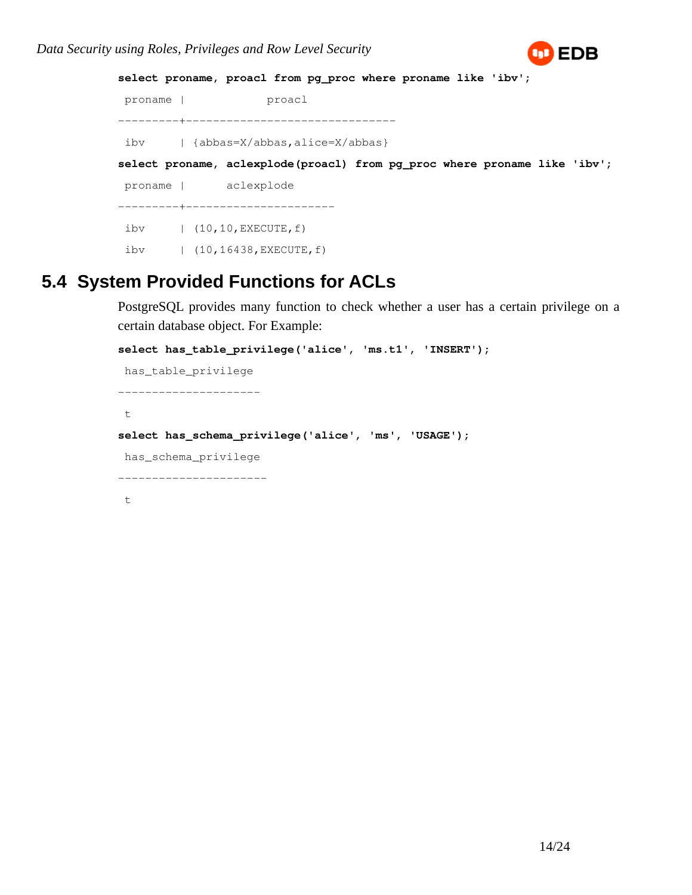```
select proname, proacl from pg_proc where proname like 'ibv';
 proname |             proacl
---------+-------------------------------
 ibv     | {abbas=X/abbas,alice=X/abbas}
```

```
select proname, aclexplode(proacl) from pg_proc where proname like 'ibv';
 proname |      aclexplode
---------+----------------------
 ibv     | (10,10,EXECUTE,f)
 ibv     | (10,16438,EXECUTE,f)
```

## 5.4 System Provided Functions for ACLs

PostgreSQL provides many function to check whether a user has a certain privilege on a certain database object. For Example:

```
select has_table_privilege('alice', 'ms.t1', 'INSERT');
 has_table_privilege
---------------------
 t
```

```
select has_schema_privilege('alice', 'ms', 'USAGE');
 has_schema_privilege
----------------------
 t
```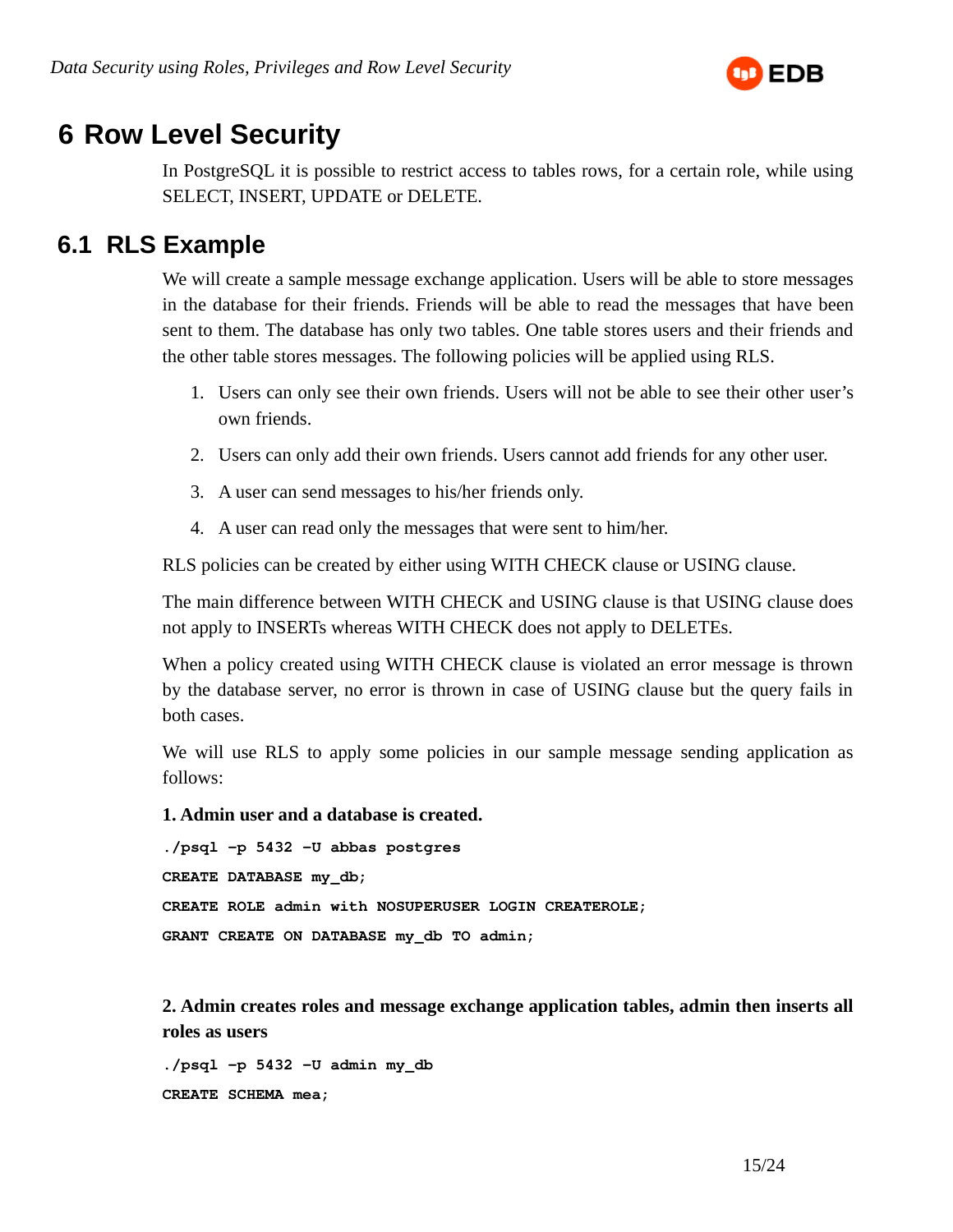# 6 Row Level Security

In PostgreSQL it is possible to restrict access to tables rows, for a certain role, while using SELECT, INSERT, UPDATE or DELETE.

## 6.1 RLS Example

We will create a sample message exchange application. Users will be able to store messages in the database for their friends. Friends will be able to read the messages that have been sent to them. The database has only two tables. One table stores users and their friends and the other table stores messages. The following policies will be applied using RLS.

1. Users can only see their own friends. Users will not be able to see their other user's own friends.
2. Users can only add their own friends. Users cannot add friends for any other user.
3. A user can send messages to his/her friends only.
4. A user can read only the messages that were sent to him/her.

RLS policies can be created by either using WITH CHECK clause or USING clause.

The main difference between WITH CHECK and USING clause is that USING clause does not apply to INSERTs whereas WITH CHECK does not apply to DELETEs.

When a policy created using WITH CHECK clause is violated an error message is thrown by the database server, no error is thrown in case of USING clause but the query fails in both cases.

We will use RLS to apply some policies in our sample message sending application as follows:

**1. Admin user and a database is created.**

```
./psql -p 5432 -U abbas postgres
CREATE DATABASE my_db;
CREATE ROLE admin with NOSUPERUSER LOGIN CREATEROLE;
GRANT CREATE ON DATABASE my_db TO admin;
```

**2. Admin creates roles and message exchange application tables, admin then inserts all roles as users**

```
./psql -p 5432 -U admin my_db
CREATE SCHEMA mea;
```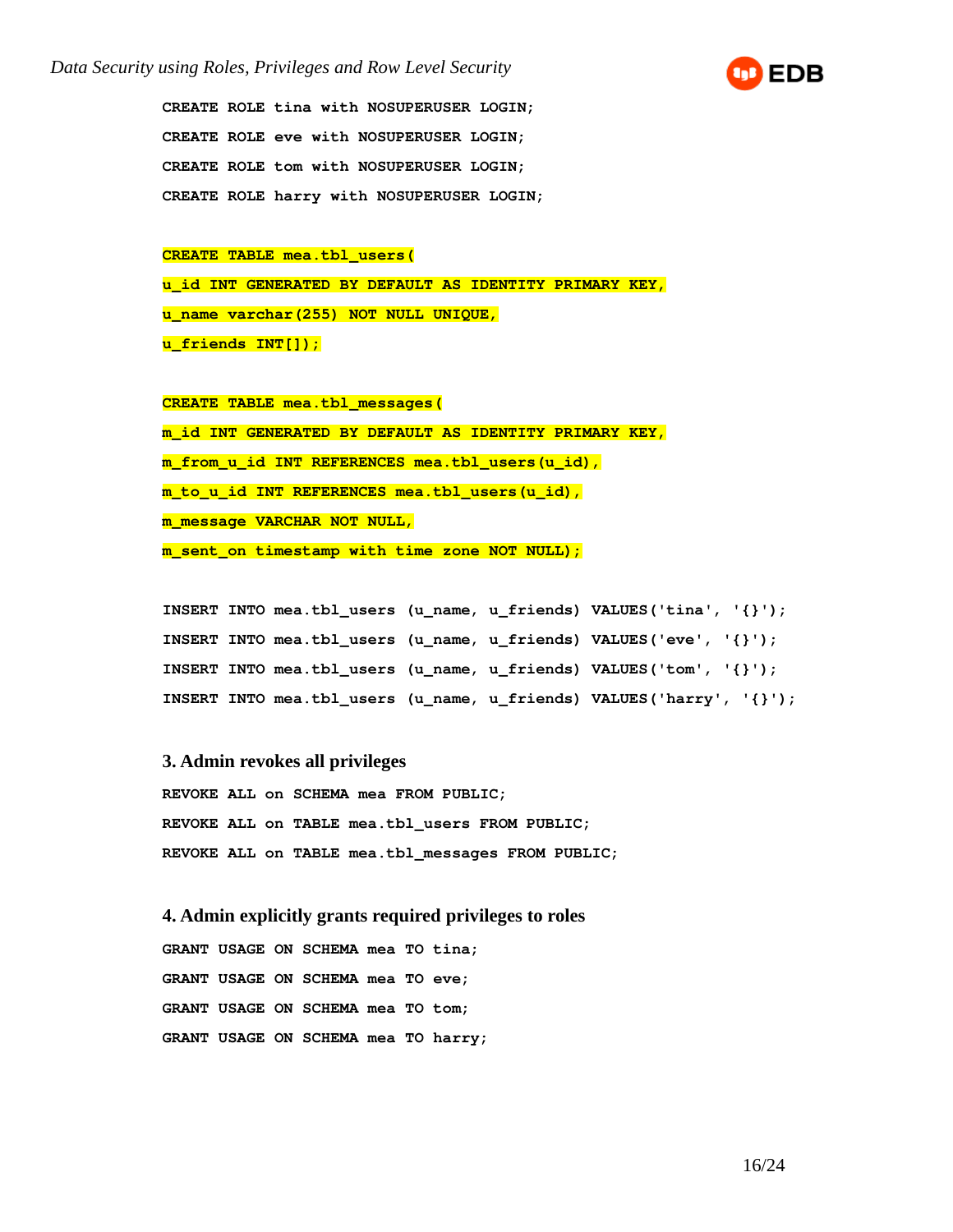```
CREATE ROLE tina with NOSUPERUSER LOGIN;
CREATE ROLE eve with NOSUPERUSER LOGIN;
CREATE ROLE tom with NOSUPERUSER LOGIN;
CREATE ROLE harry with NOSUPERUSER LOGIN;

CREATE TABLE mea.tbl_users(
u_id INT GENERATED BY DEFAULT AS IDENTITY PRIMARY KEY,
u_name varchar(255) NOT NULL UNIQUE,
u_friends INT[]);

CREATE TABLE mea.tbl_messages(
m_id INT GENERATED BY DEFAULT AS IDENTITY PRIMARY KEY,
m_from_u_id INT REFERENCES mea.tbl_users(u_id),
m_to_u_id INT REFERENCES mea.tbl_users(u_id),
m_message VARCHAR NOT NULL,
m_sent_on timestamp with time zone NOT NULL);

INSERT INTO mea.tbl_users (u_name, u_friends) VALUES('tina', '{}');
INSERT INTO mea.tbl_users (u_name, u_friends) VALUES('eve', '{}');
INSERT INTO mea.tbl_users (u_name, u_friends) VALUES('tom', '{}');
INSERT INTO mea.tbl_users (u_name, u_friends) VALUES('harry', '{}');
```

### 3. Admin revokes all privileges

```
REVOKE ALL on SCHEMA mea FROM PUBLIC;
REVOKE ALL on TABLE mea.tbl_users FROM PUBLIC;
REVOKE ALL on TABLE mea.tbl_messages FROM PUBLIC;
```

### 4. Admin explicitly grants required privileges to roles

```
GRANT USAGE ON SCHEMA mea TO tina;
GRANT USAGE ON SCHEMA mea TO eve;
GRANT USAGE ON SCHEMA mea TO tom;
GRANT USAGE ON SCHEMA mea TO harry;
```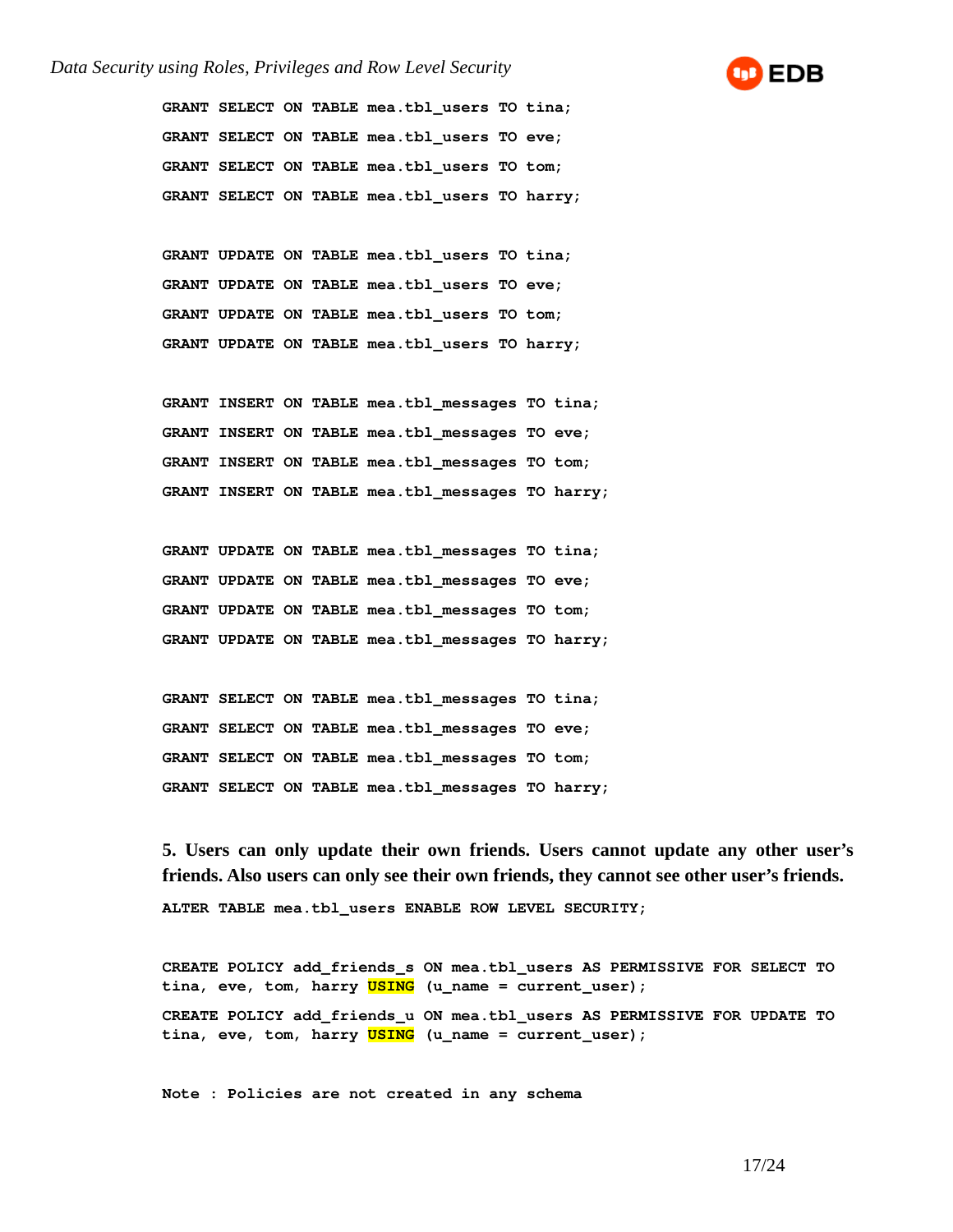```
GRANT SELECT ON TABLE mea.tbl_users TO tina;
GRANT SELECT ON TABLE mea.tbl_users TO eve;
GRANT SELECT ON TABLE mea.tbl_users TO tom;
GRANT SELECT ON TABLE mea.tbl_users TO harry;

GRANT UPDATE ON TABLE mea.tbl_users TO tina;
GRANT UPDATE ON TABLE mea.tbl_users TO eve;
GRANT UPDATE ON TABLE mea.tbl_users TO tom;
GRANT UPDATE ON TABLE mea.tbl_users TO harry;

GRANT INSERT ON TABLE mea.tbl_messages TO tina;
GRANT INSERT ON TABLE mea.tbl_messages TO eve;
GRANT INSERT ON TABLE mea.tbl_messages TO tom;
GRANT INSERT ON TABLE mea.tbl_messages TO harry;

GRANT UPDATE ON TABLE mea.tbl_messages TO tina;
GRANT UPDATE ON TABLE mea.tbl_messages TO eve;
GRANT UPDATE ON TABLE mea.tbl_messages TO tom;
GRANT UPDATE ON TABLE mea.tbl_messages TO harry;

GRANT SELECT ON TABLE mea.tbl_messages TO tina;
GRANT SELECT ON TABLE mea.tbl_messages TO eve;
GRANT SELECT ON TABLE mea.tbl_messages TO tom;
GRANT SELECT ON TABLE mea.tbl_messages TO harry;
```

**5. Users can only update their own friends. Users cannot update any other user's friends. Also users can only see their own friends, they cannot see other user's friends.**

```
ALTER TABLE mea.tbl_users ENABLE ROW LEVEL SECURITY;

CREATE POLICY add_friends_s ON mea.tbl_users AS PERMISSIVE FOR SELECT TO
tina, eve, tom, harry USING (u_name = current_user);
CREATE POLICY add_friends_u ON mea.tbl_users AS PERMISSIVE FOR UPDATE TO
tina, eve, tom, harry USING (u_name = current_user);

Note : Policies are not created in any schema
```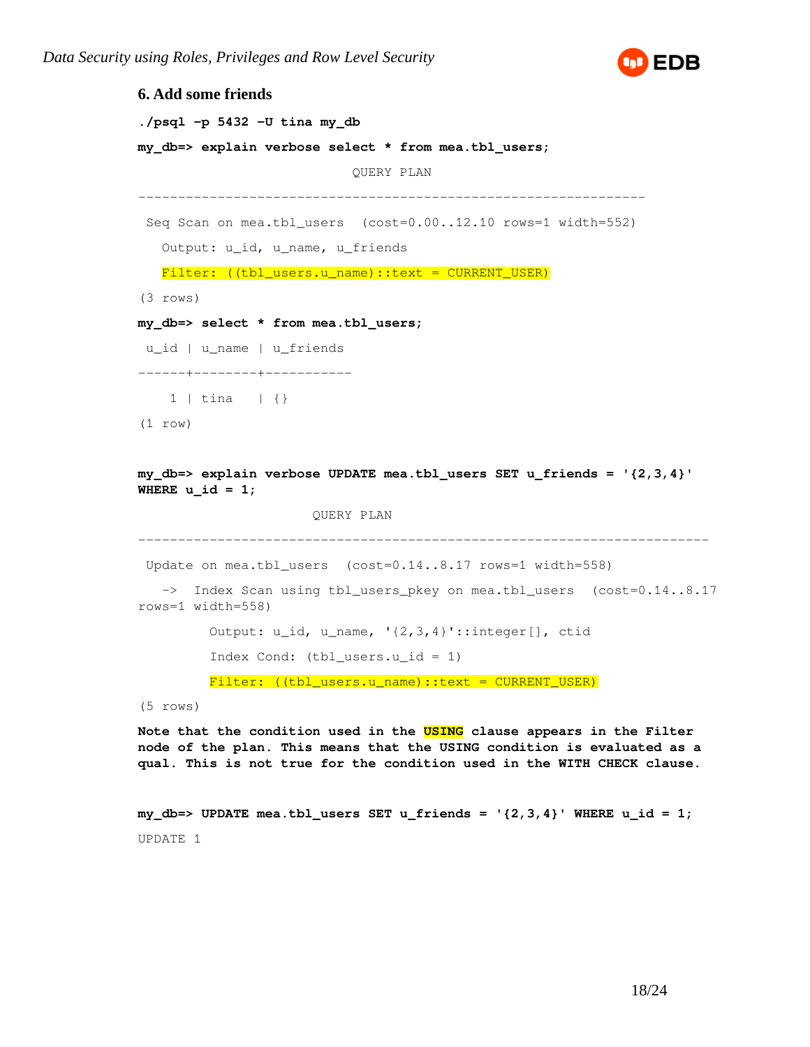### 6. Add some friends

```
./psql -p 5432 -U tina my_db
my_db=> explain verbose select * from mea.tbl_users;
                          QUERY PLAN
-----------------------------------------------------------------
 Seq Scan on mea.tbl_users  (cost=0.00..12.10 rows=1 width=552)
   Output: u_id, u_name, u_friends
   Filter: ((tbl_users.u_name)::text = CURRENT_USER)
(3 rows)
my_db=> select * from mea.tbl_users;
 u_id | u_name | u_friends
------+--------+-----------
    1 | tina   | {}
(1 row)
```

```
my_db=> explain verbose UPDATE mea.tbl_users SET u_friends = '{2,3,4}' WHERE u_id = 1;
                     QUERY PLAN
-------------------------------------------------------------------------
 Update on mea.tbl_users  (cost=0.14..8.17 rows=1 width=558)
   ->  Index Scan using tbl_users_pkey on mea.tbl_users  (cost=0.14..8.17 rows=1 width=558)
         Output: u_id, u_name, '{2,3,4}'::integer[], ctid
         Index Cond: (tbl_users.u_id = 1)
         Filter: ((tbl_users.u_name)::text = CURRENT_USER)
(5 rows)
```

**Note that the condition used in the USING clause appears in the Filter node of the plan. This means that the USING condition is evaluated as a qual. This is not true for the condition used in the WITH CHECK clause.**

```
my_db=> UPDATE mea.tbl_users SET u_friends = '{2,3,4}' WHERE u_id = 1;
UPDATE 1
```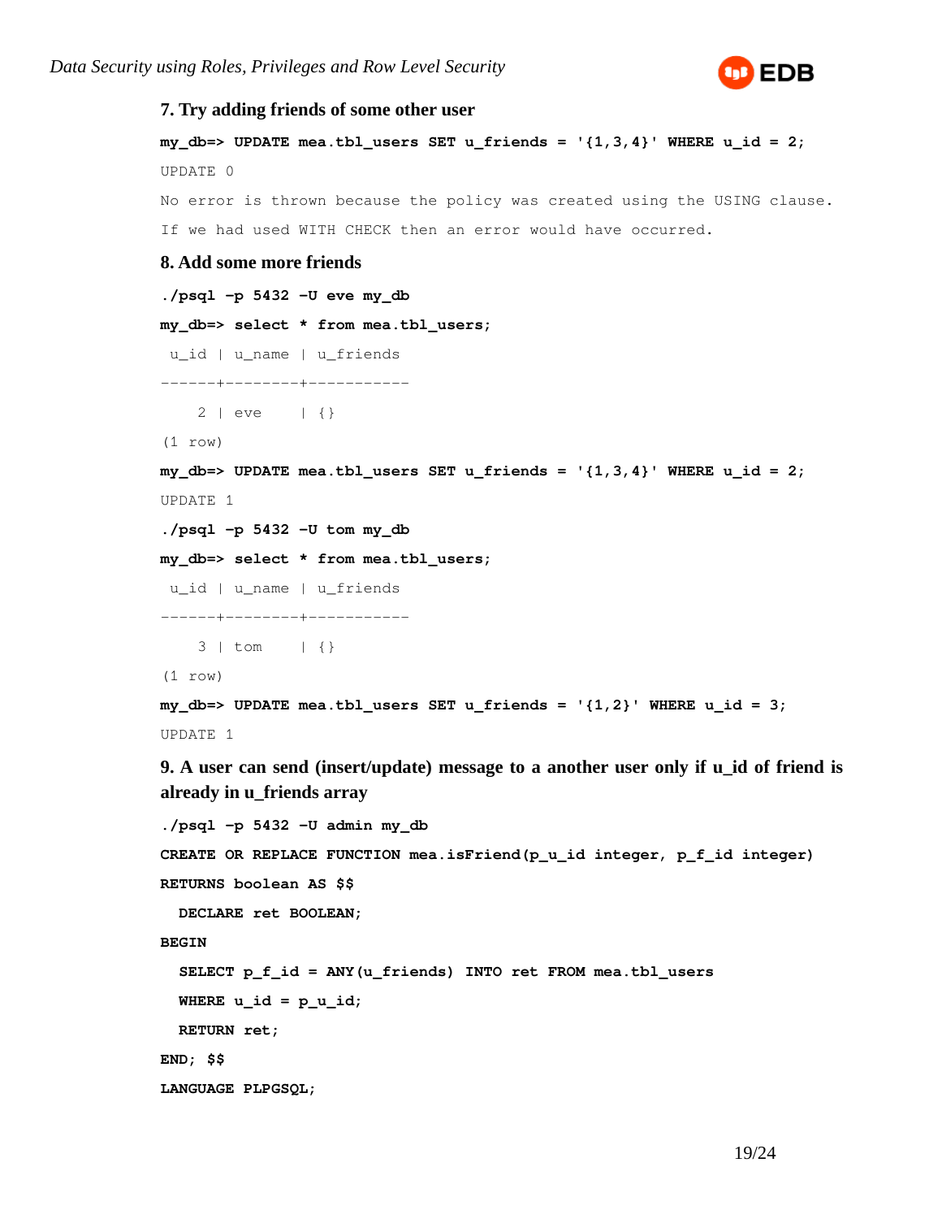### 7. Try adding friends of some other user

```
my_db=> UPDATE mea.tbl_users SET u_friends = '{1,3,4}' WHERE u_id = 2;
UPDATE 0
No error is thrown because the policy was created using the USING clause.
If we had used WITH CHECK then an error would have occurred.
```

### 8. Add some more friends

```
./psql -p 5432 -U eve my_db
my_db=> select * from mea.tbl_users;
 u_id | u_name | u_friends
------+--------+-----------
    2 | eve    | {}
(1 row)
my_db=> UPDATE mea.tbl_users SET u_friends = '{1,3,4}' WHERE u_id = 2;
UPDATE 1
./psql -p 5432 -U tom my_db
my_db=> select * from mea.tbl_users;
 u_id | u_name | u_friends
------+--------+-----------
    3 | tom    | {}
(1 row)
my_db=> UPDATE mea.tbl_users SET u_friends = '{1,2}' WHERE u_id = 3;
UPDATE 1
```

### 9. A user can send (insert/update) message to a another user only if u_id of friend is already in u_friends array

```
./psql -p 5432 -U admin my_db
CREATE OR REPLACE FUNCTION mea.isFriend(p_u_id integer, p_f_id integer)
RETURNS boolean AS $$
  DECLARE ret BOOLEAN;
BEGIN
  SELECT p_f_id = ANY(u_friends) INTO ret FROM mea.tbl_users
  WHERE u_id = p_u_id;
  RETURN ret;
END; $$
LANGUAGE PLPGSQL;
```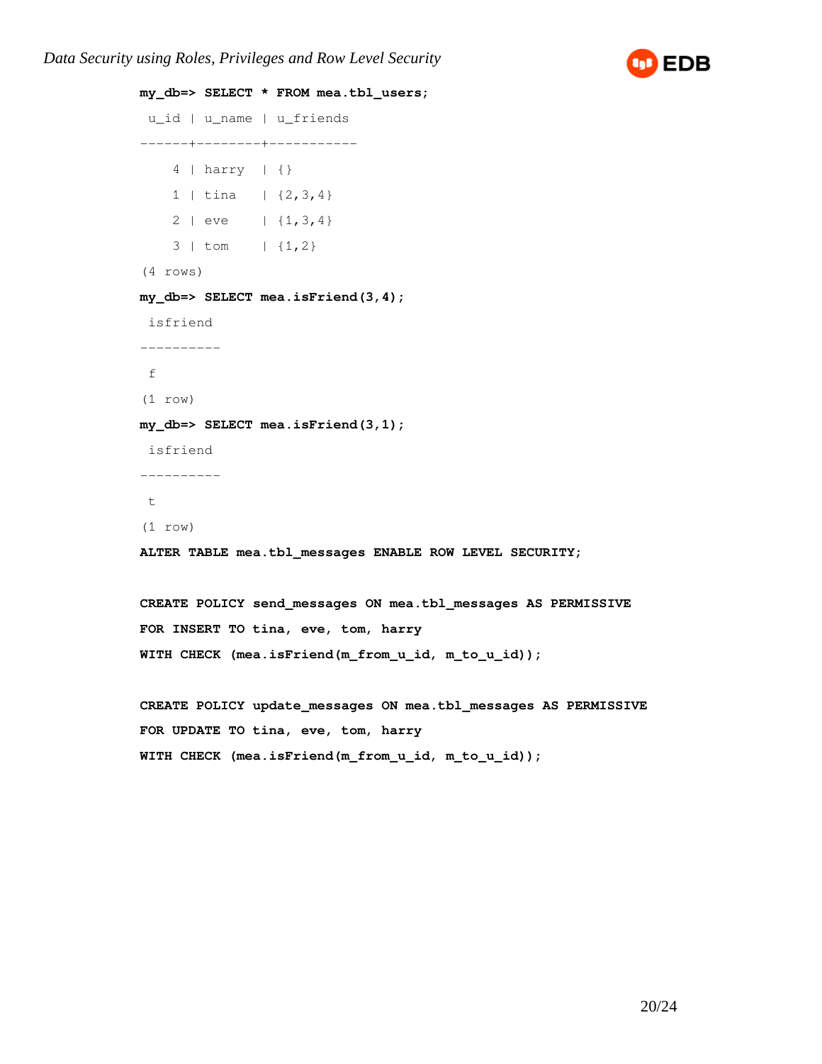```
my_db=> SELECT * FROM mea.tbl_users;
 u_id | u_name | u_friends
------+--------+-----------
    4 | harry  | {}
    1 | tina   | {2,3,4}
    2 | eve    | {1,3,4}
    3 | tom    | {1,2}
(4 rows)
my_db=> SELECT mea.isFriend(3,4);
 isfriend
----------
 f
(1 row)
my_db=> SELECT mea.isFriend(3,1);
 isfriend
----------
 t
(1 row)
ALTER TABLE mea.tbl_messages ENABLE ROW LEVEL SECURITY;

CREATE POLICY send_messages ON mea.tbl_messages AS PERMISSIVE
FOR INSERT TO tina, eve, tom, harry
WITH CHECK (mea.isFriend(m_from_u_id, m_to_u_id));

CREATE POLICY update_messages ON mea.tbl_messages AS PERMISSIVE
FOR UPDATE TO tina, eve, tom, harry
WITH CHECK (mea.isFriend(m_from_u_id, m_to_u_id));
```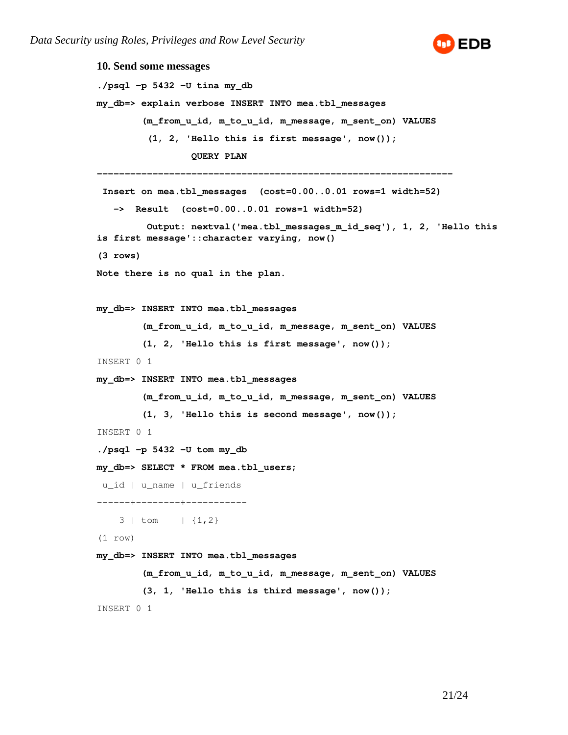### 10. Send some messages

```
./psql -p 5432 -U tina my_db

my_db=> explain verbose INSERT INTO mea.tbl_messages
        (m_from_u_id, m_to_u_id, m_message, m_sent_on) VALUES
         (1, 2, 'Hello this is first message', now());
                QUERY PLAN
---------------------------------------------------------------
 Insert on mea.tbl_messages  (cost=0.00..0.01 rows=1 width=52)
   ->  Result  (cost=0.00..0.01 rows=1 width=52)
         Output: nextval('mea.tbl_messages_m_id_seq'), 1, 2, 'Hello this is first message'::character varying, now()
(3 rows)
```

**Note there is no qual in the plan.**

```
my_db=> INSERT INTO mea.tbl_messages
        (m_from_u_id, m_to_u_id, m_message, m_sent_on) VALUES
        (1, 2, 'Hello this is first message', now());
INSERT 0 1
my_db=> INSERT INTO mea.tbl_messages
        (m_from_u_id, m_to_u_id, m_message, m_sent_on) VALUES
        (1, 3, 'Hello this is second message', now());
INSERT 0 1
./psql -p 5432 -U tom my_db
my_db=> SELECT * FROM mea.tbl_users;
 u_id | u_name | u_friends
------+--------+-----------
    3 | tom    | {1,2}
(1 row)
my_db=> INSERT INTO mea.tbl_messages
        (m_from_u_id, m_to_u_id, m_message, m_sent_on) VALUES
        (3, 1, 'Hello this is third message', now());
INSERT 0 1
```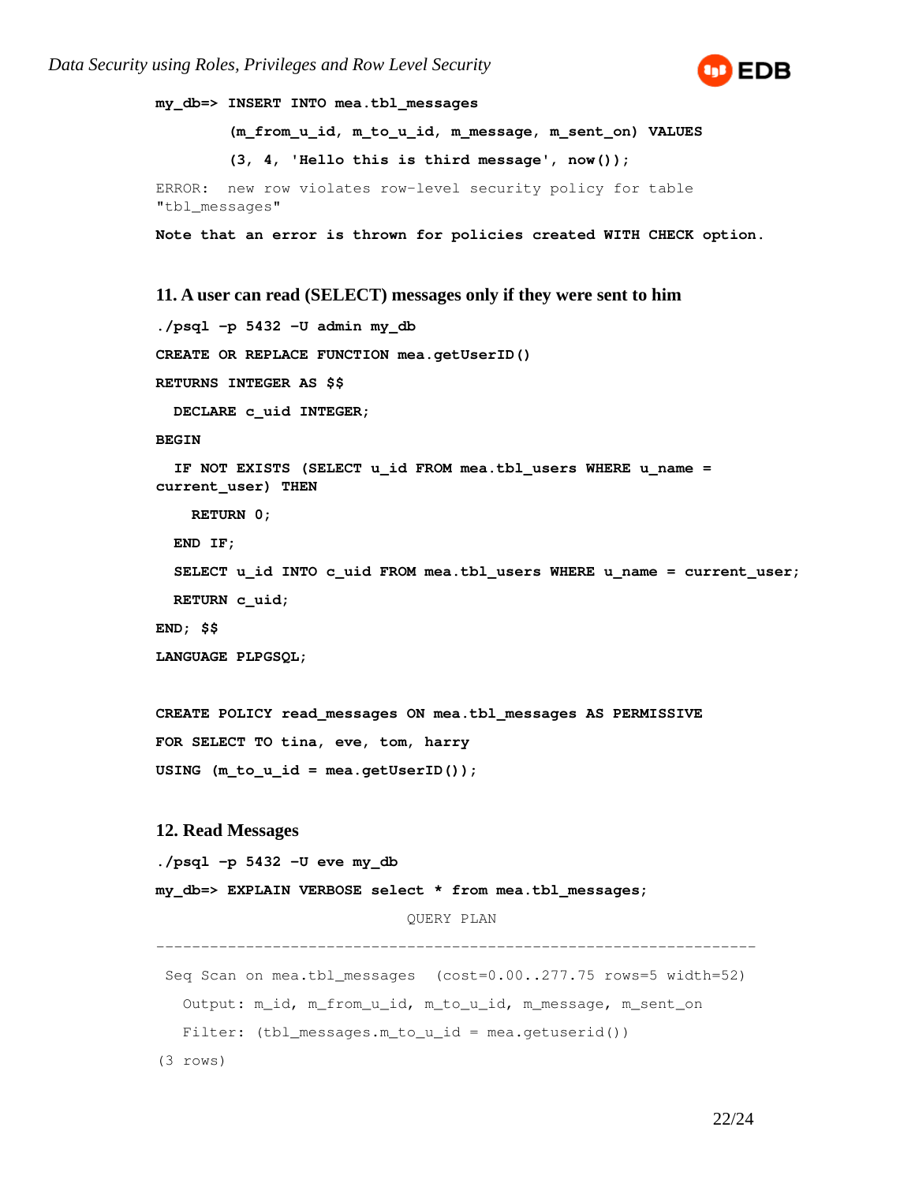```
my_db=> INSERT INTO mea.tbl_messages
        (m_from_u_id, m_to_u_id, m_message, m_sent_on) VALUES
        (3, 4, 'Hello this is third message', now());
ERROR:  new row violates row-level security policy for table
"tbl_messages"
```

**Note that an error is thrown for policies created WITH CHECK option.**

### 11. A user can read (SELECT) messages only if they were sent to him

```
./psql -p 5432 -U admin my_db
CREATE OR REPLACE FUNCTION mea.getUserID()
RETURNS INTEGER AS $$
  DECLARE c_uid INTEGER;
BEGIN
  IF NOT EXISTS (SELECT u_id FROM mea.tbl_users WHERE u_name =
current_user) THEN
    RETURN 0;
  END IF;
  SELECT u_id INTO c_uid FROM mea.tbl_users WHERE u_name = current_user;
  RETURN c_uid;
END; $$
LANGUAGE PLPGSQL;

CREATE POLICY read_messages ON mea.tbl_messages AS PERMISSIVE
FOR SELECT TO tina, eve, tom, harry
USING (m_to_u_id = mea.getUserID());
```

### 12. Read Messages

```
./psql -p 5432 -U eve my_db
my_db=> EXPLAIN VERBOSE select * from mea.tbl_messages;
                            QUERY PLAN
--------------------------------------------------------------------
 Seq Scan on mea.tbl_messages  (cost=0.00..277.75 rows=5 width=52)
   Output: m_id, m_from_u_id, m_to_u_id, m_message, m_sent_on
   Filter: (tbl_messages.m_to_u_id = mea.getuserid())
(3 rows)
```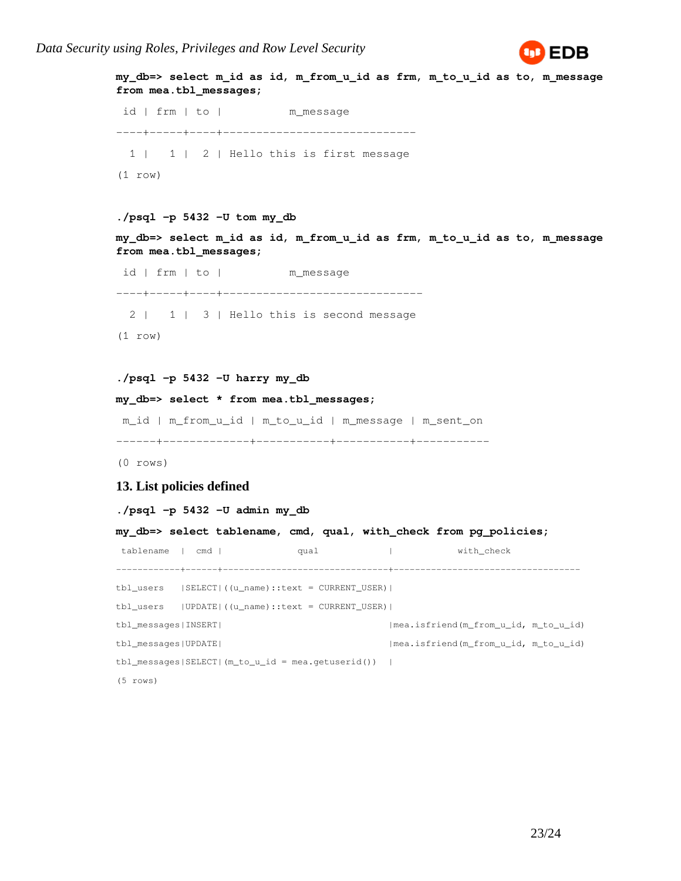```
my_db=> select m_id as id, m_from_u_id as frm, m_to_u_id as to, m_message
from mea.tbl_messages;
 id | frm | to |           m_message
----+-----+----+-----------------------------
  1 |   1 |  2 | Hello this is first message
(1 row)
```

```
./psql -p 5432 -U tom my_db
my_db=> select m_id as id, m_from_u_id as frm, m_to_u_id as to, m_message
from mea.tbl_messages;
 id | frm | to |           m_message
----+-----+----+------------------------------
  2 |   1 |  3 | Hello this is second message
(1 row)
```

```
./psql -p 5432 -U harry my_db
my_db=> select * from mea.tbl_messages;
 m_id | m_from_u_id | m_to_u_id | m_message | m_sent_on
------+-------------+-----------+-----------+-----------
(0 rows)
```

## 13. List policies defined

```
./psql -p 5432 -U admin my_db
my_db=> select tablename, cmd, qual, with_check from pg_policies;
 tablename  | cmd  |              qual              |            with_check
------------+------+--------------------------------+----------------------------------
tbl_users   |SELECT|((u_name)::text = CURRENT_USER)|
tbl_users   |UPDATE|((u_name)::text = CURRENT_USER)|
tbl_messages|INSERT|                                |mea.isfriend(m_from_u_id, m_to_u_id)
tbl_messages|UPDATE|                                |mea.isfriend(m_from_u_id, m_to_u_id)
tbl_messages|SELECT|(m_to_u_id = mea.getuserid())   |
(5 rows)
```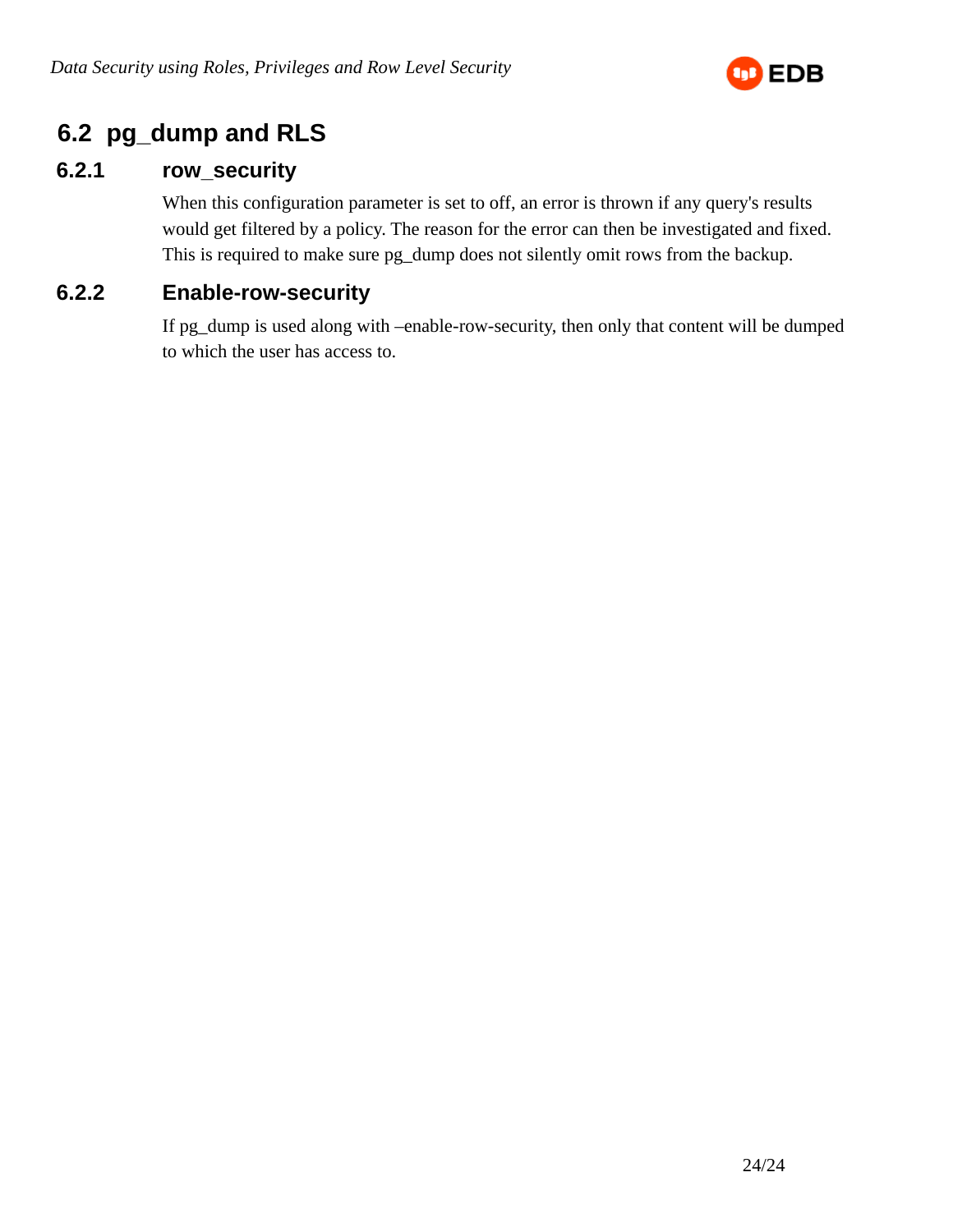## 6.2 pg_dump and RLS

### 6.2.1 row_security

When this configuration parameter is set to off, an error is thrown if any query's results would get filtered by a policy. The reason for the error can then be investigated and fixed. This is required to make sure pg_dump does not silently omit rows from the backup.

### 6.2.2 Enable-row-security

If pg_dump is used along with –enable-row-security, then only that content will be dumped to which the user has access to.